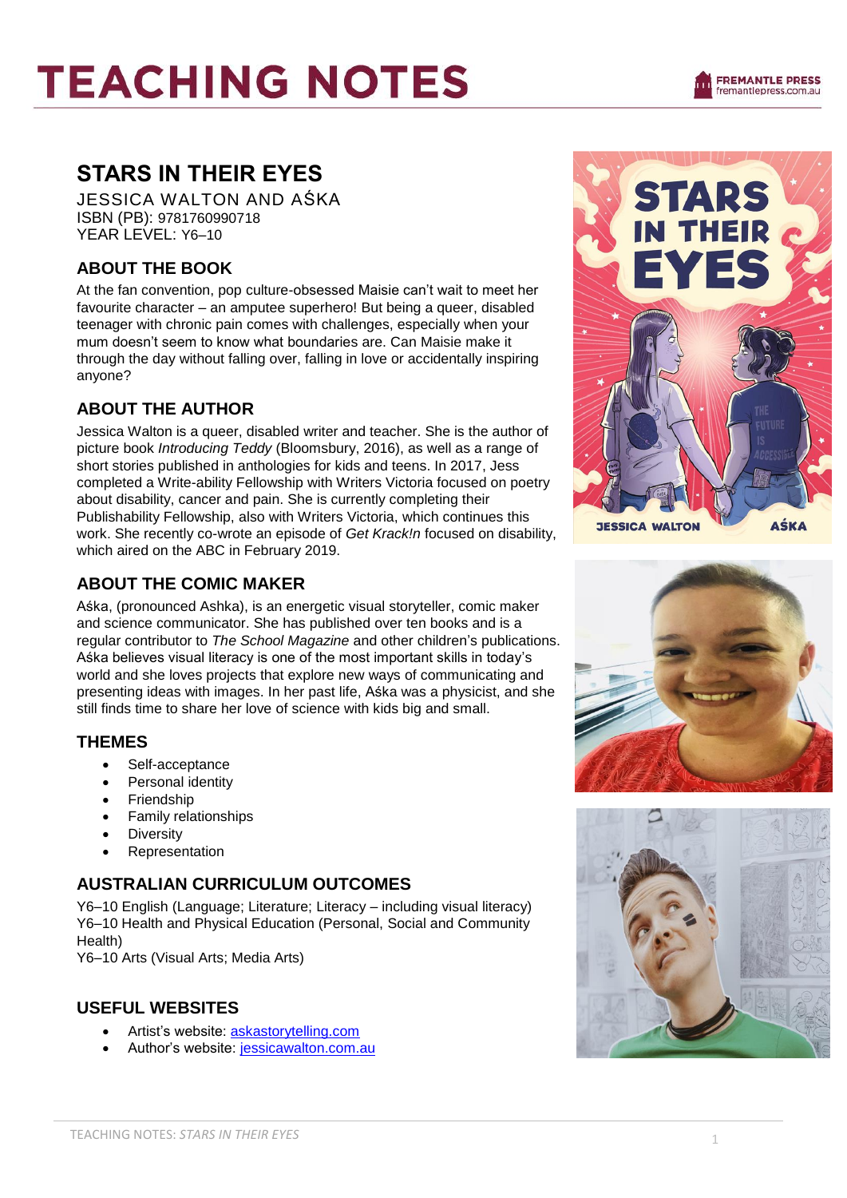# TEACHING NOTES

## STARS IN THEIR EYES

JESSICA WALTON AND AŚKA
ISBN (PB): 9781760990718
YEAR LEVEL: Y6–10

### ABOUT THE BOOK

At the fan convention, pop culture-obsessed Maisie can't wait to meet her favourite character – an amputee superhero! But being a queer, disabled teenager with chronic pain comes with challenges, especially when your mum doesn't seem to know what boundaries are. Can Maisie make it through the day without falling over, falling in love or accidentally inspiring anyone?

### ABOUT THE AUTHOR

Jessica Walton is a queer, disabled writer and teacher. She is the author of picture book *Introducing Teddy* (Bloomsbury, 2016), as well as a range of short stories published in anthologies for kids and teens. In 2017, Jess completed a Write-ability Fellowship with Writers Victoria focused on poetry about disability, cancer and pain. She is currently completing their Publishability Fellowship, also with Writers Victoria, which continues this work. She recently co-wrote an episode of *Get Krack!n* focused on disability, which aired on the ABC in February 2019.

### ABOUT THE COMIC MAKER

Aśka, (pronounced Ashka), is an energetic visual storyteller, comic maker and science communicator. She has published over ten books and is a regular contributor to *The School Magazine* and other children's publications. Aśka believes visual literacy is one of the most important skills in today's world and she loves projects that explore new ways of communicating and presenting ideas with images. In her past life, Aśka was a physicist, and she still finds time to share her love of science with kids big and small.

### THEMES

- Self-acceptance
- Personal identity
- Friendship
- Family relationships
- Diversity
- Representation

### AUSTRALIAN CURRICULUM OUTCOMES

Y6–10 English (Language; Literature; Literacy – including visual literacy)
Y6–10 Health and Physical Education (Personal, Social and Community Health)
Y6–10 Arts (Visual Arts; Media Arts)

### USEFUL WEBSITES

- Artist's website: askastorytelling.com
- Author's website: jessicawalton.com.au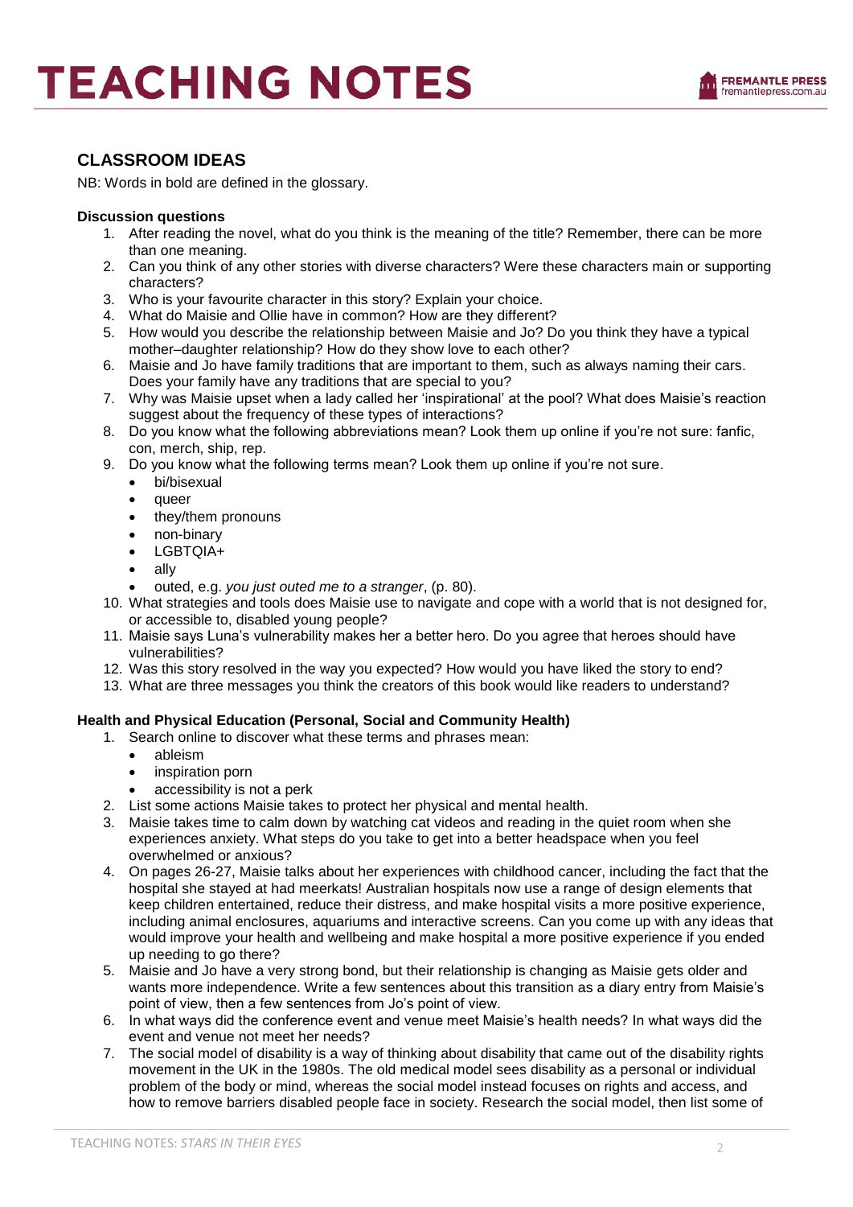## CLASSROOM IDEAS

NB: Words in bold are defined in the glossary.

### Discussion questions

1. After reading the novel, what do you think is the meaning of the title? Remember, there can be more than one meaning.
2. Can you think of any other stories with diverse characters? Were these characters main or supporting characters?
3. Who is your favourite character in this story? Explain your choice.
4. What do Maisie and Ollie have in common? How are they different?
5. How would you describe the relationship between Maisie and Jo? Do you think they have a typical mother–daughter relationship? How do they show love to each other?
6. Maisie and Jo have family traditions that are important to them, such as always naming their cars. Does your family have any traditions that are special to you?
7. Why was Maisie upset when a lady called her 'inspirational' at the pool? What does Maisie's reaction suggest about the frequency of these types of interactions?
8. Do you know what the following abbreviations mean? Look them up online if you're not sure: fanfic, con, merch, ship, rep.
9. Do you know what the following terms mean? Look them up online if you're not sure.
   - bi/bisexual
   - queer
   - they/them pronouns
   - non-binary
   - LGBTQIA+
   - ally
   - outed, e.g. *you just outed me to a stranger*, (p. 80).
10. What strategies and tools does Maisie use to navigate and cope with a world that is not designed for, or accessible to, disabled young people?
11. Maisie says Luna's vulnerability makes her a better hero. Do you agree that heroes should have vulnerabilities?
12. Was this story resolved in the way you expected? How would you have liked the story to end?
13. What are three messages you think the creators of this book would like readers to understand?

### Health and Physical Education (Personal, Social and Community Health)

1. Search online to discover what these terms and phrases mean:
   - ableism
   - inspiration porn
   - accessibility is not a perk
2. List some actions Maisie takes to protect her physical and mental health.
3. Maisie takes time to calm down by watching cat videos and reading in the quiet room when she experiences anxiety. What steps do you take to get into a better headspace when you feel overwhelmed or anxious?
4. On pages 26-27, Maisie talks about her experiences with childhood cancer, including the fact that the hospital she stayed at had meerkats! Australian hospitals now use a range of design elements that keep children entertained, reduce their distress, and make hospital visits a more positive experience, including animal enclosures, aquariums and interactive screens. Can you come up with any ideas that would improve your health and wellbeing and make hospital a more positive experience if you ended up needing to go there?
5. Maisie and Jo have a very strong bond, but their relationship is changing as Maisie gets older and wants more independence. Write a few sentences about this transition as a diary entry from Maisie's point of view, then a few sentences from Jo's point of view.
6. In what ways did the conference event and venue meet Maisie's health needs? In what ways did the event and venue not meet her needs?
7. The social model of disability is a way of thinking about disability that came out of the disability rights movement in the UK in the 1980s. The old medical model sees disability as a personal or individual problem of the body or mind, whereas the social model instead focuses on rights and access, and how to remove barriers disabled people face in society. Research the social model, then list some of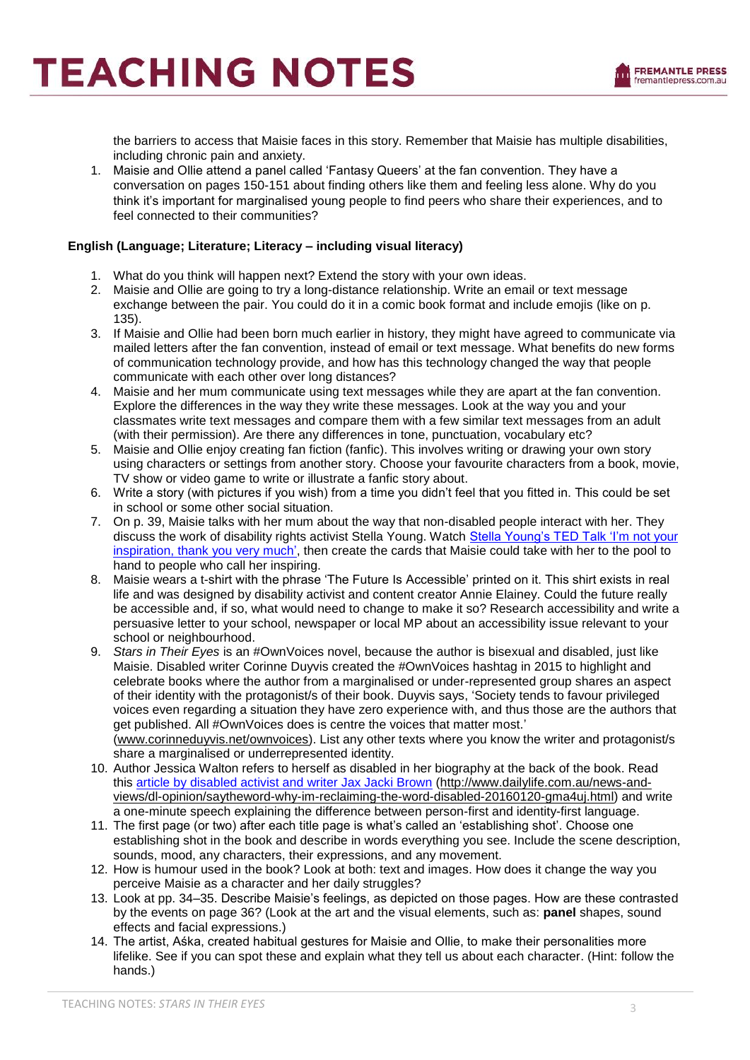the barriers to access that Maisie faces in this story. Remember that Maisie has multiple disabilities, including chronic pain and anxiety.

1. Maisie and Ollie attend a panel called 'Fantasy Queers' at the fan convention. They have a conversation on pages 150-151 about finding others like them and feeling less alone. Why do you think it's important for marginalised young people to find peers who share their experiences, and to feel connected to their communities?

**English (Language; Literature; Literacy – including visual literacy)**

1. What do you think will happen next? Extend the story with your own ideas.
2. Maisie and Ollie are going to try a long-distance relationship. Write an email or text message exchange between the pair. You could do it in a comic book format and include emojis (like on p. 135).
3. If Maisie and Ollie had been born much earlier in history, they might have agreed to communicate via mailed letters after the fan convention, instead of email or text message. What benefits do new forms of communication technology provide, and how has this technology changed the way that people communicate with each other over long distances?
4. Maisie and her mum communicate using text messages while they are apart at the fan convention. Explore the differences in the way they write these messages. Look at the way you and your classmates write text messages and compare them with a few similar text messages from an adult (with their permission). Are there any differences in tone, punctuation, vocabulary etc?
5. Maisie and Ollie enjoy creating fan fiction (fanfic). This involves writing or drawing your own story using characters or settings from another story. Choose your favourite characters from a book, movie, TV show or video game to write or illustrate a fanfic story about.
6. Write a story (with pictures if you wish) from a time you didn't feel that you fitted in. This could be set in school or some other social situation.
7. On p. 39, Maisie talks with her mum about the way that non-disabled people interact with her. They discuss the work of disability rights activist Stella Young. Watch Stella Young's TED Talk 'I'm not your inspiration, thank you very much', then create the cards that Maisie could take with her to the pool to hand to people who call her inspiring.
8. Maisie wears a t-shirt with the phrase 'The Future Is Accessible' printed on it. This shirt exists in real life and was designed by disability activist and content creator Annie Elainey. Could the future really be accessible and, if so, what would need to change to make it so? Research accessibility and write a persuasive letter to your school, newspaper or local MP about an accessibility issue relevant to your school or neighbourhood.
9. *Stars in Their Eyes* is an #OwnVoices novel, because the author is bisexual and disabled, just like Maisie. Disabled writer Corinne Duyvis created the #OwnVoices hashtag in 2015 to highlight and celebrate books where the author from a marginalised or under-represented group shares an aspect of their identity with the protagonist/s of their book. Duyvis says, 'Society tends to favour privileged voices even regarding a situation they have zero experience with, and thus those are the authors that get published. All #OwnVoices does is centre the voices that matter most.' (www.corinneduyvis.net/ownvoices). List any other texts where you know the writer and protagonist/s share a marginalised or underrepresented identity.
10. Author Jessica Walton refers to herself as disabled in her biography at the back of the book. Read this article by disabled activist and writer Jax Jacki Brown (http://www.dailylife.com.au/news-and-views/dl-opinion/saytheword-why-im-reclaiming-the-word-disabled-20160120-gma4uj.html) and write a one-minute speech explaining the difference between person-first and identity-first language.
11. The first page (or two) after each title page is what's called an 'establishing shot'. Choose one establishing shot in the book and describe in words everything you see. Include the scene description, sounds, mood, any characters, their expressions, and any movement.
12. How is humour used in the book? Look at both: text and images. How does it change the way you perceive Maisie as a character and her daily struggles?
13. Look at pp. 34–35. Describe Maisie's feelings, as depicted on those pages. How are these contrasted by the events on page 36? (Look at the art and the visual elements, such as: **panel** shapes, sound effects and facial expressions.)
14. The artist, Aśka, created habitual gestures for Maisie and Ollie, to make their personalities more lifelike. See if you can spot these and explain what they tell us about each character. (Hint: follow the hands.)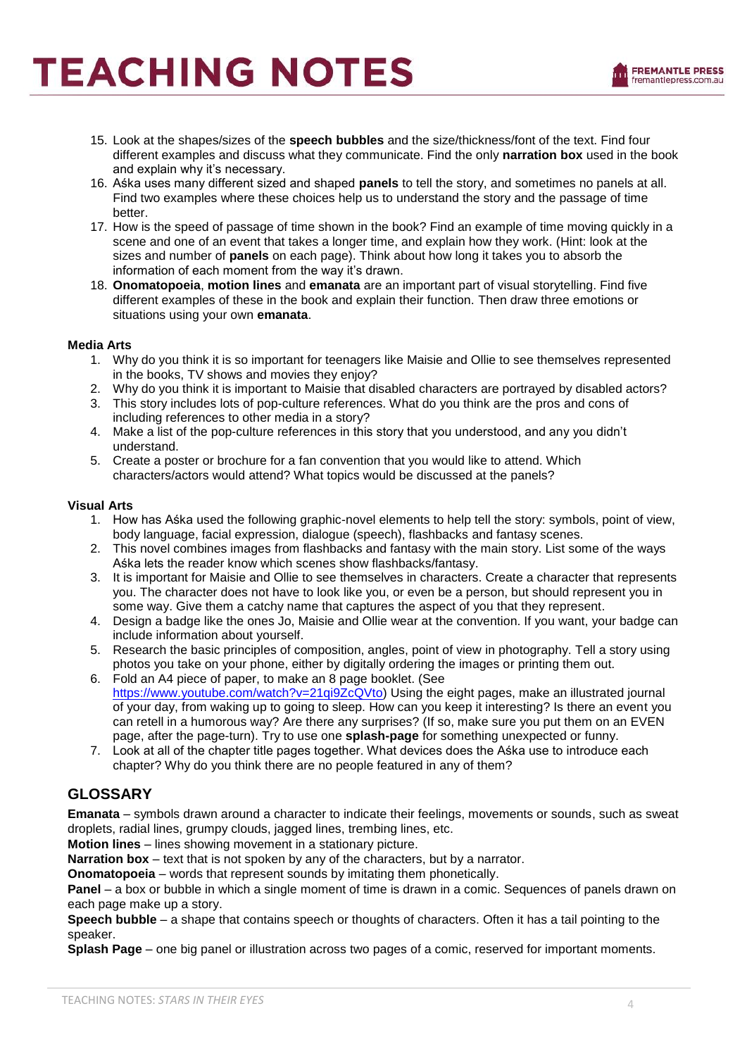15. Look at the shapes/sizes of the **speech bubbles** and the size/thickness/font of the text. Find four different examples and discuss what they communicate. Find the only **narration box** used in the book and explain why it's necessary.
16. Aśka uses many different sized and shaped **panels** to tell the story, and sometimes no panels at all. Find two examples where these choices help us to understand the story and the passage of time better.
17. How is the speed of passage of time shown in the book? Find an example of time moving quickly in a scene and one of an event that takes a longer time, and explain how they work. (Hint: look at the sizes and number of **panels** on each page). Think about how long it takes you to absorb the information of each moment from the way it's drawn.
18. **Onomatopoeia**, **motion lines** and **emanata** are an important part of visual storytelling. Find five different examples of these in the book and explain their function. Then draw three emotions or situations using your own **emanata**.

#### Media Arts

1. Why do you think it is so important for teenagers like Maisie and Ollie to see themselves represented in the books, TV shows and movies they enjoy?
2. Why do you think it is important to Maisie that disabled characters are portrayed by disabled actors?
3. This story includes lots of pop-culture references. What do you think are the pros and cons of including references to other media in a story?
4. Make a list of the pop-culture references in this story that you understood, and any you didn't understand.
5. Create a poster or brochure for a fan convention that you would like to attend. Which characters/actors would attend? What topics would be discussed at the panels?

#### Visual Arts

1. How has Aśka used the following graphic-novel elements to help tell the story: symbols, point of view, body language, facial expression, dialogue (speech), flashbacks and fantasy scenes.
2. This novel combines images from flashbacks and fantasy with the main story. List some of the ways Aśka lets the reader know which scenes show flashbacks/fantasy.
3. It is important for Maisie and Ollie to see themselves in characters. Create a character that represents you. The character does not have to look like you, or even be a person, but should represent you in some way. Give them a catchy name that captures the aspect of you that they represent.
4. Design a badge like the ones Jo, Maisie and Ollie wear at the convention. If you want, your badge can include information about yourself.
5. Research the basic principles of composition, angles, point of view in photography. Tell a story using photos you take on your phone, either by digitally ordering the images or printing them out.
6. Fold an A4 piece of paper, to make an 8 page booklet. (See https://www.youtube.com/watch?v=21qi9ZcQVto) Using the eight pages, make an illustrated journal of your day, from waking up to going to sleep. How can you keep it interesting? Is there an event you can retell in a humorous way? Are there any surprises? (If so, make sure you put them on an EVEN page, after the page-turn). Try to use one **splash-page** for something unexpected or funny.
7. Look at all of the chapter title pages together. What devices does the Aśka use to introduce each chapter? Why do you think there are no people featured in any of them?

## GLOSSARY

**Emanata** – symbols drawn around a character to indicate their feelings, movements or sounds, such as sweat droplets, radial lines, grumpy clouds, jagged lines, trembing lines, etc.
**Motion lines** – lines showing movement in a stationary picture.
**Narration box** – text that is not spoken by any of the characters, but by a narrator.
**Onomatopoeia** – words that represent sounds by imitating them phonetically.
**Panel** – a box or bubble in which a single moment of time is drawn in a comic. Sequences of panels drawn on each page make up a story.
**Speech bubble** – a shape that contains speech or thoughts of characters. Often it has a tail pointing to the speaker.
**Splash Page** – one big panel or illustration across two pages of a comic, reserved for important moments.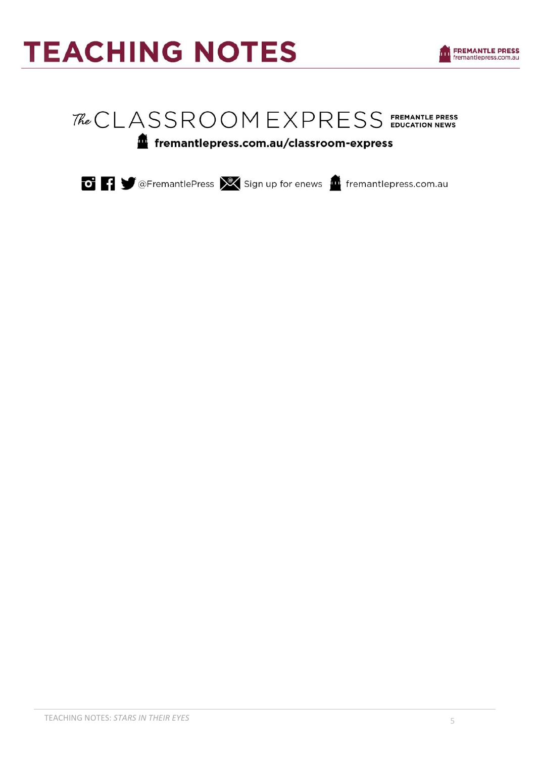# TEACHING NOTES

The CLASSROOM EXPRESS FREMANTLE PRESS EDUCATION NEWS

**fremantlepress.com.au/classroom-express**

@FremantlePress Sign up for enews fremantlepress.com.au